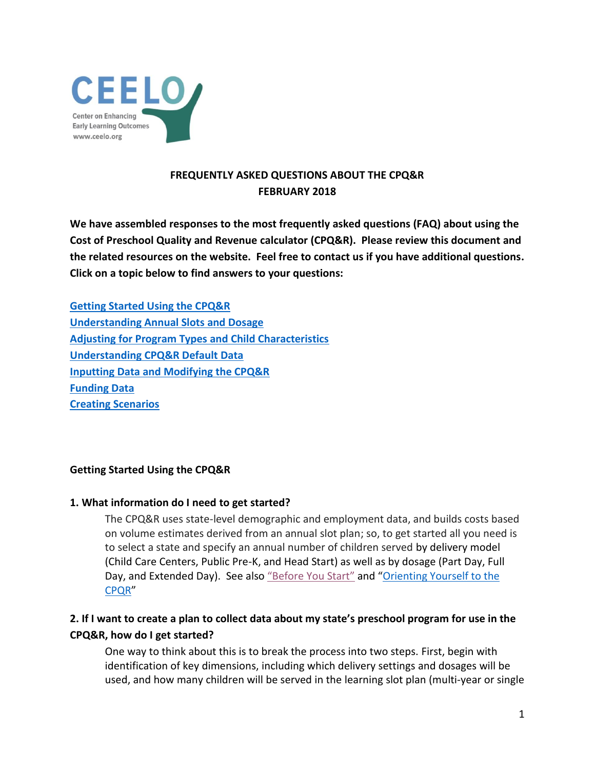CEELO

Center on Enhancing Early Learning Outcomes

www.ceelo.org

# FREQUENTLY ASKED QUESTIONS ABOUT THE CPQ&R
## FEBRUARY 2018

**We have assembled responses to the most frequently asked questions (FAQ) about using the Cost of Preschool Quality and Revenue calculator (CPQ&R). Please review this document and the related resources on the website. Feel free to contact us if you have additional questions. Click on a topic below to find answers to your questions:**

**Getting Started Using the CPQ&R**
**Understanding Annual Slots and Dosage**
**Adjusting for Program Types and Child Characteristics**
**Understanding CPQ&R Default Data**
**Inputting Data and Modifying the CPQ&R**
**Funding Data**
**Creating Scenarios**

### Getting Started Using the CPQ&R

**1. What information do I need to get started?**

The CPQ&R uses state-level demographic and employment data, and builds costs based on volume estimates derived from an annual slot plan; so, to get started all you need is to select a state and specify an annual number of children served by delivery model (Child Care Centers, Public Pre-K, and Head Start) as well as by dosage (Part Day, Full Day, and Extended Day). See also "Before You Start" and "Orienting Yourself to the CPQR"

**2. If I want to create a plan to collect data about my state's preschool program for use in the CPQ&R, how do I get started?**

One way to think about this is to break the process into two steps. First, begin with identification of key dimensions, including which delivery settings and dosages will be used, and how many children will be served in the learning slot plan (multi-year or single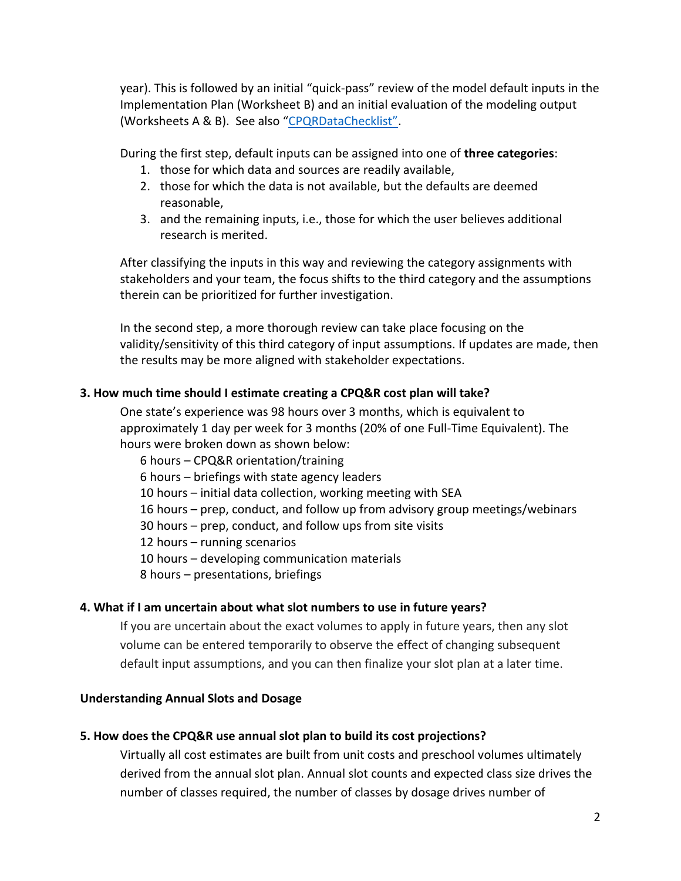year). This is followed by an initial "quick-pass" review of the model default inputs in the Implementation Plan (Worksheet B) and an initial evaluation of the modeling output (Worksheets A & B). See also "[CPQRDataChecklist"](CPQRDataChecklist).

During the first step, default inputs can be assigned into one of **three categories**:

1. those for which data and sources are readily available,
2. those for which the data is not available, but the defaults are deemed reasonable,
3. and the remaining inputs, i.e., those for which the user believes additional research is merited.

After classifying the inputs in this way and reviewing the category assignments with stakeholders and your team, the focus shifts to the third category and the assumptions therein can be prioritized for further investigation.

In the second step, a more thorough review can take place focusing on the validity/sensitivity of this third category of input assumptions. If updates are made, then the results may be more aligned with stakeholder expectations.

**3. How much time should I estimate creating a CPQ&R cost plan will take?**

One state's experience was 98 hours over 3 months, which is equivalent to approximately 1 day per week for 3 months (20% of one Full-Time Equivalent). The hours were broken down as shown below:

- 6 hours – CPQ&R orientation/training
- 6 hours – briefings with state agency leaders
- 10 hours – initial data collection, working meeting with SEA
- 16 hours – prep, conduct, and follow up from advisory group meetings/webinars
- 30 hours – prep, conduct, and follow ups from site visits
- 12 hours – running scenarios
- 10 hours – developing communication materials
- 8 hours – presentations, briefings

**4. What if I am uncertain about what slot numbers to use in future years?**

If you are uncertain about the exact volumes to apply in future years, then any slot volume can be entered temporarily to observe the effect of changing subsequent default input assumptions, and you can then finalize your slot plan at a later time.

**Understanding Annual Slots and Dosage**

**5. How does the CPQ&R use annual slot plan to build its cost projections?**

Virtually all cost estimates are built from unit costs and preschool volumes ultimately derived from the annual slot plan. Annual slot counts and expected class size drives the number of classes required, the number of classes by dosage drives number of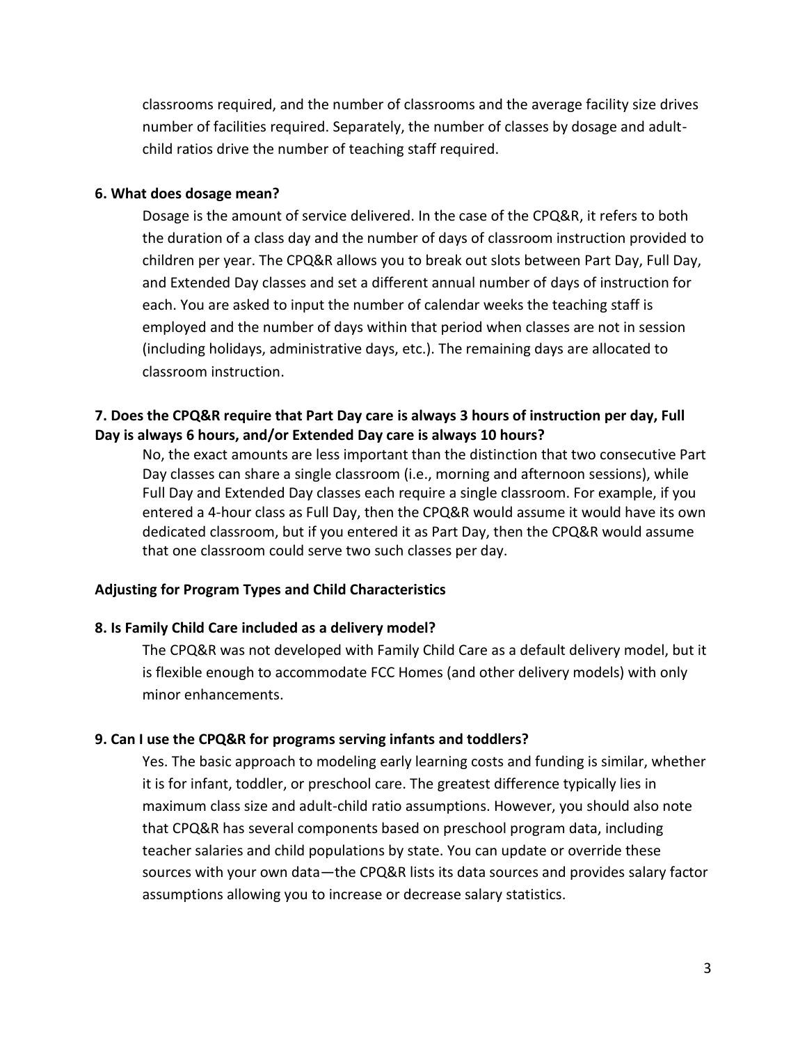classrooms required, and the number of classrooms and the average facility size drives number of facilities required. Separately, the number of classes by dosage and adult-child ratios drive the number of teaching staff required.

**6. What does dosage mean?**

Dosage is the amount of service delivered. In the case of the CPQ&R, it refers to both the duration of a class day and the number of days of classroom instruction provided to children per year. The CPQ&R allows you to break out slots between Part Day, Full Day, and Extended Day classes and set a different annual number of days of instruction for each. You are asked to input the number of calendar weeks the teaching staff is employed and the number of days within that period when classes are not in session (including holidays, administrative days, etc.). The remaining days are allocated to classroom instruction.

**7. Does the CPQ&R require that Part Day care is always 3 hours of instruction per day, Full Day is always 6 hours, and/or Extended Day care is always 10 hours?**

No, the exact amounts are less important than the distinction that two consecutive Part Day classes can share a single classroom (i.e., morning and afternoon sessions), while Full Day and Extended Day classes each require a single classroom. For example, if you entered a 4-hour class as Full Day, then the CPQ&R would assume it would have its own dedicated classroom, but if you entered it as Part Day, then the CPQ&R would assume that one classroom could serve two such classes per day.

**Adjusting for Program Types and Child Characteristics**

**8. Is Family Child Care included as a delivery model?**

The CPQ&R was not developed with Family Child Care as a default delivery model, but it is flexible enough to accommodate FCC Homes (and other delivery models) with only minor enhancements.

**9. Can I use the CPQ&R for programs serving infants and toddlers?**

Yes. The basic approach to modeling early learning costs and funding is similar, whether it is for infant, toddler, or preschool care. The greatest difference typically lies in maximum class size and adult-child ratio assumptions. However, you should also note that CPQ&R has several components based on preschool program data, including teacher salaries and child populations by state. You can update or override these sources with your own data—the CPQ&R lists its data sources and provides salary factor assumptions allowing you to increase or decrease salary statistics.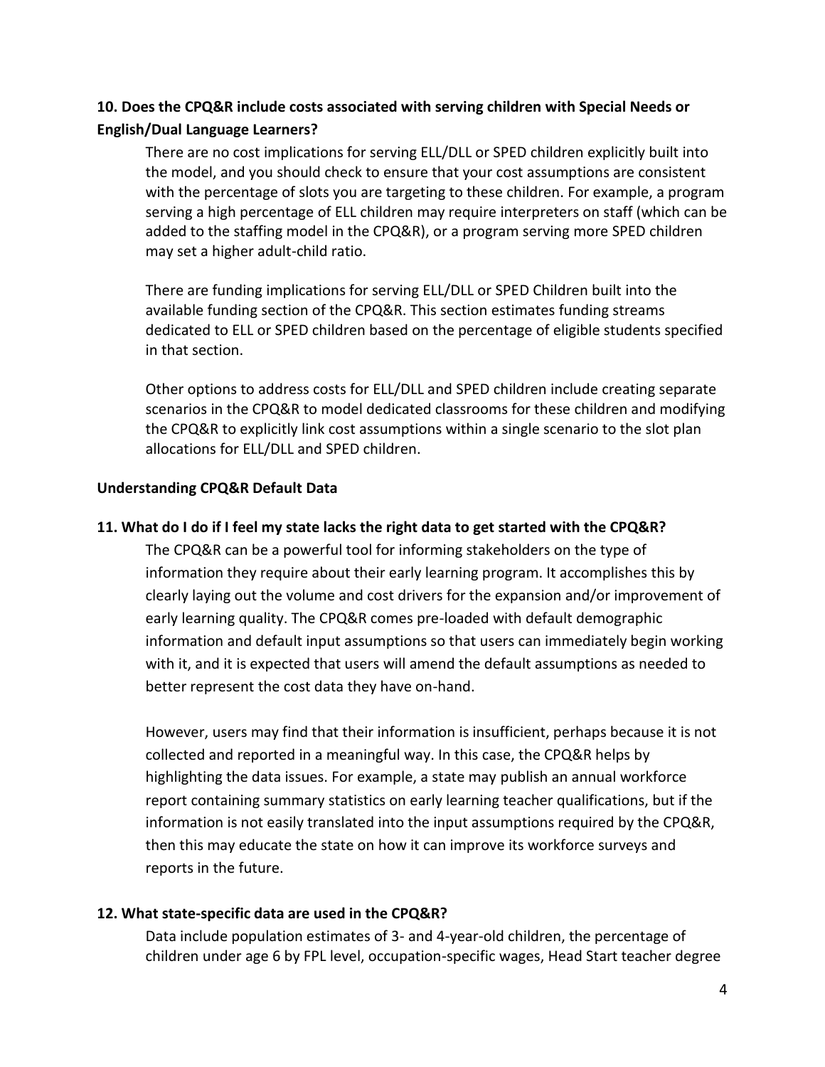### 10. Does the CPQ&R include costs associated with serving children with Special Needs or English/Dual Language Learners?

There are no cost implications for serving ELL/DLL or SPED children explicitly built into the model, and you should check to ensure that your cost assumptions are consistent with the percentage of slots you are targeting to these children. For example, a program serving a high percentage of ELL children may require interpreters on staff (which can be added to the staffing model in the CPQ&R), or a program serving more SPED children may set a higher adult-child ratio.

There are funding implications for serving ELL/DLL or SPED Children built into the available funding section of the CPQ&R. This section estimates funding streams dedicated to ELL or SPED children based on the percentage of eligible students specified in that section.

Other options to address costs for ELL/DLL and SPED children include creating separate scenarios in the CPQ&R to model dedicated classrooms for these children and modifying the CPQ&R to explicitly link cost assumptions within a single scenario to the slot plan allocations for ELL/DLL and SPED children.

## Understanding CPQ&R Default Data

### 11. What do I do if I feel my state lacks the right data to get started with the CPQ&R?

The CPQ&R can be a powerful tool for informing stakeholders on the type of information they require about their early learning program. It accomplishes this by clearly laying out the volume and cost drivers for the expansion and/or improvement of early learning quality. The CPQ&R comes pre-loaded with default demographic information and default input assumptions so that users can immediately begin working with it, and it is expected that users will amend the default assumptions as needed to better represent the cost data they have on-hand.

However, users may find that their information is insufficient, perhaps because it is not collected and reported in a meaningful way. In this case, the CPQ&R helps by highlighting the data issues. For example, a state may publish an annual workforce report containing summary statistics on early learning teacher qualifications, but if the information is not easily translated into the input assumptions required by the CPQ&R, then this may educate the state on how it can improve its workforce surveys and reports in the future.

### 12. What state-specific data are used in the CPQ&R?

Data include population estimates of 3- and 4-year-old children, the percentage of children under age 6 by FPL level, occupation-specific wages, Head Start teacher degree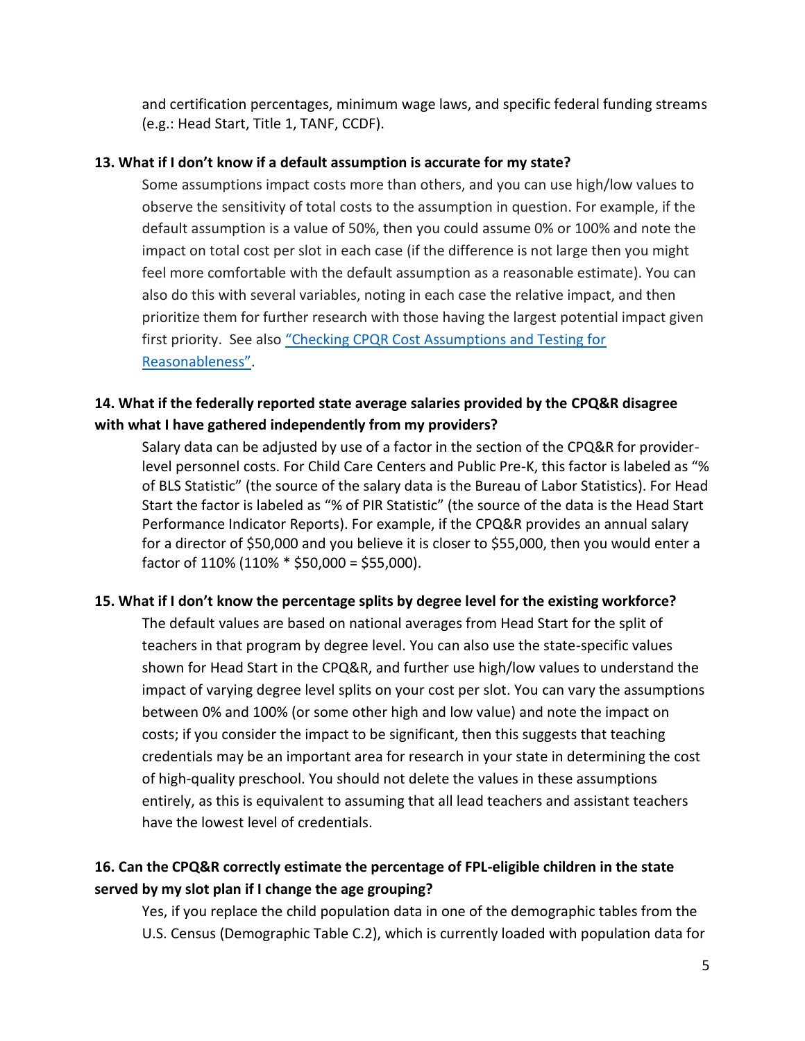and certification percentages, minimum wage laws, and specific federal funding streams (e.g.: Head Start, Title 1, TANF, CCDF).

**13. What if I don't know if a default assumption is accurate for my state?**

Some assumptions impact costs more than others, and you can use high/low values to observe the sensitivity of total costs to the assumption in question. For example, if the default assumption is a value of 50%, then you could assume 0% or 100% and note the impact on total cost per slot in each case (if the difference is not large then you might feel more comfortable with the default assumption as a reasonable estimate). You can also do this with several variables, noting in each case the relative impact, and then prioritize them for further research with those having the largest potential impact given first priority. See also "Checking CPQR Cost Assumptions and Testing for Reasonableness".

**14. What if the federally reported state average salaries provided by the CPQ&R disagree with what I have gathered independently from my providers?**

Salary data can be adjusted by use of a factor in the section of the CPQ&R for provider-level personnel costs. For Child Care Centers and Public Pre-K, this factor is labeled as "% of BLS Statistic" (the source of the salary data is the Bureau of Labor Statistics). For Head Start the factor is labeled as "% of PIR Statistic" (the source of the data is the Head Start Performance Indicator Reports). For example, if the CPQ&R provides an annual salary for a director of $50,000 and you believe it is closer to $55,000, then you would enter a factor of 110% (110% * $50,000 = $55,000).

**15. What if I don't know the percentage splits by degree level for the existing workforce?**

The default values are based on national averages from Head Start for the split of teachers in that program by degree level. You can also use the state-specific values shown for Head Start in the CPQ&R, and further use high/low values to understand the impact of varying degree level splits on your cost per slot. You can vary the assumptions between 0% and 100% (or some other high and low value) and note the impact on costs; if you consider the impact to be significant, then this suggests that teaching credentials may be an important area for research in your state in determining the cost of high-quality preschool. You should not delete the values in these assumptions entirely, as this is equivalent to assuming that all lead teachers and assistant teachers have the lowest level of credentials.

**16. Can the CPQ&R correctly estimate the percentage of FPL-eligible children in the state served by my slot plan if I change the age grouping?**

Yes, if you replace the child population data in one of the demographic tables from the U.S. Census (Demographic Table C.2), which is currently loaded with population data for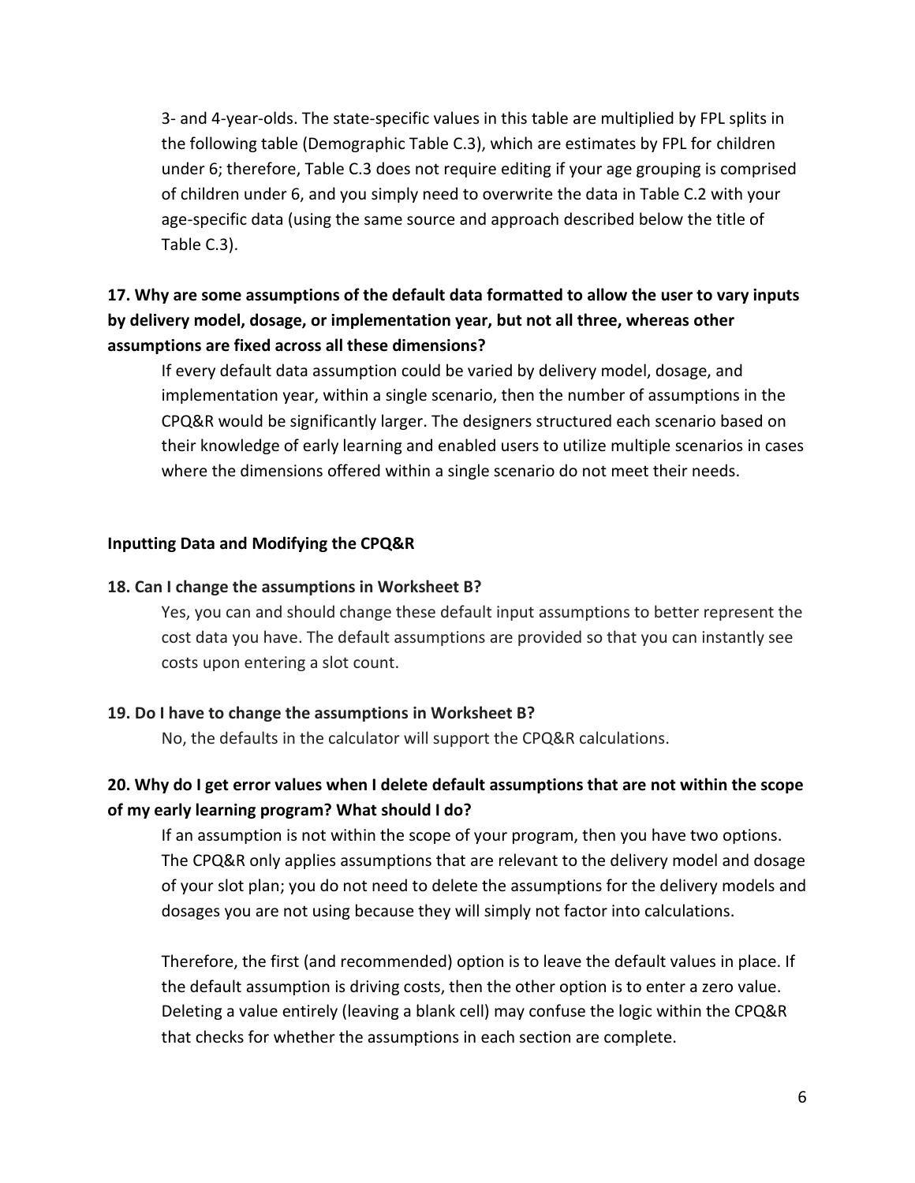3- and 4-year-olds. The state-specific values in this table are multiplied by FPL splits in the following table (Demographic Table C.3), which are estimates by FPL for children under 6; therefore, Table C.3 does not require editing if your age grouping is comprised of children under 6, and you simply need to overwrite the data in Table C.2 with your age-specific data (using the same source and approach described below the title of Table C.3).

**17. Why are some assumptions of the default data formatted to allow the user to vary inputs by delivery model, dosage, or implementation year, but not all three, whereas other assumptions are fixed across all these dimensions?**

If every default data assumption could be varied by delivery model, dosage, and implementation year, within a single scenario, then the number of assumptions in the CPQ&R would be significantly larger. The designers structured each scenario based on their knowledge of early learning and enabled users to utilize multiple scenarios in cases where the dimensions offered within a single scenario do not meet their needs.

## Inputting Data and Modifying the CPQ&R

**18. Can I change the assumptions in Worksheet B?**

Yes, you can and should change these default input assumptions to better represent the cost data you have. The default assumptions are provided so that you can instantly see costs upon entering a slot count.

**19. Do I have to change the assumptions in Worksheet B?**

No, the defaults in the calculator will support the CPQ&R calculations.

**20. Why do I get error values when I delete default assumptions that are not within the scope of my early learning program? What should I do?**

If an assumption is not within the scope of your program, then you have two options. The CPQ&R only applies assumptions that are relevant to the delivery model and dosage of your slot plan; you do not need to delete the assumptions for the delivery models and dosages you are not using because they will simply not factor into calculations.

Therefore, the first (and recommended) option is to leave the default values in place. If the default assumption is driving costs, then the other option is to enter a zero value. Deleting a value entirely (leaving a blank cell) may confuse the logic within the CPQ&R that checks for whether the assumptions in each section are complete.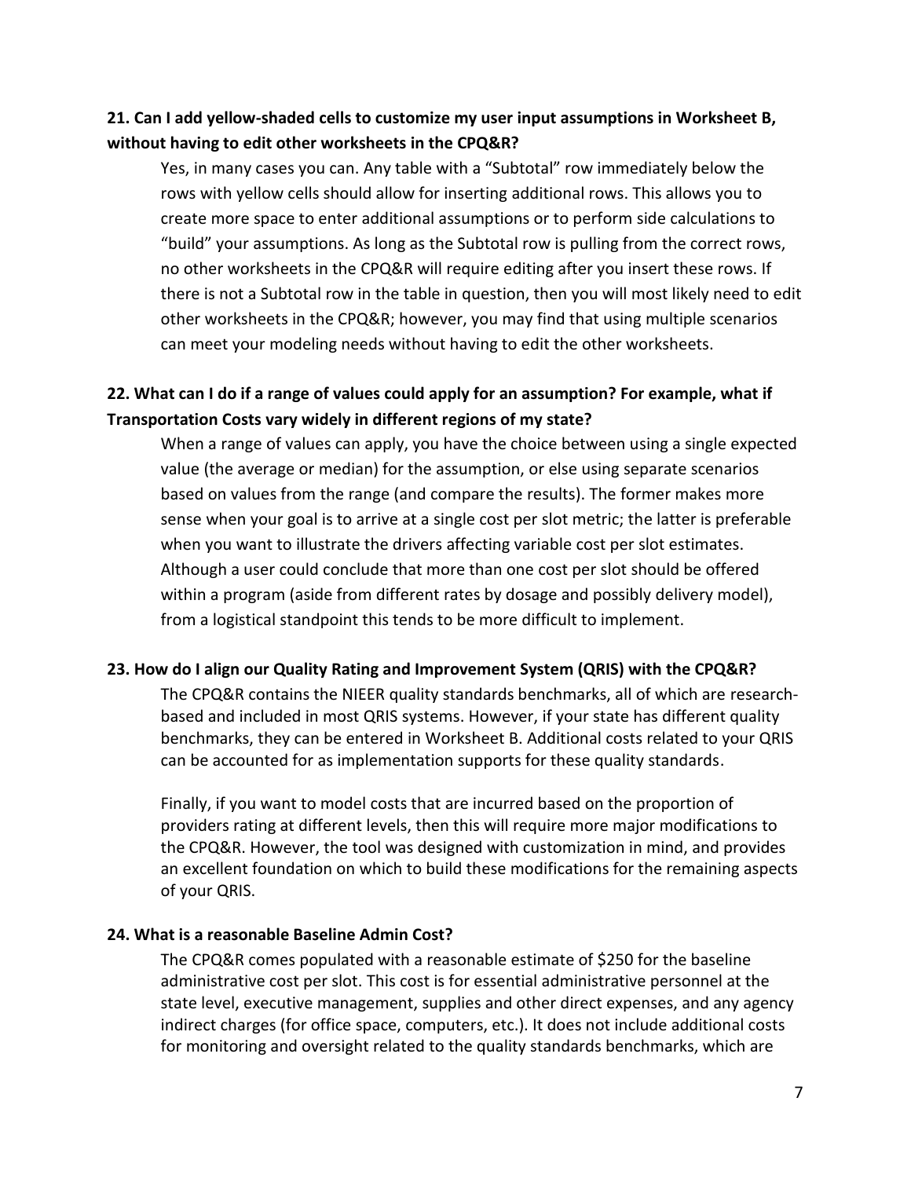**21. Can I add yellow-shaded cells to customize my user input assumptions in Worksheet B, without having to edit other worksheets in the CPQ&R?**

Yes, in many cases you can. Any table with a "Subtotal" row immediately below the rows with yellow cells should allow for inserting additional rows. This allows you to create more space to enter additional assumptions or to perform side calculations to "build" your assumptions. As long as the Subtotal row is pulling from the correct rows, no other worksheets in the CPQ&R will require editing after you insert these rows. If there is not a Subtotal row in the table in question, then you will most likely need to edit other worksheets in the CPQ&R; however, you may find that using multiple scenarios can meet your modeling needs without having to edit the other worksheets.

**22. What can I do if a range of values could apply for an assumption? For example, what if Transportation Costs vary widely in different regions of my state?**

When a range of values can apply, you have the choice between using a single expected value (the average or median) for the assumption, or else using separate scenarios based on values from the range (and compare the results). The former makes more sense when your goal is to arrive at a single cost per slot metric; the latter is preferable when you want to illustrate the drivers affecting variable cost per slot estimates. Although a user could conclude that more than one cost per slot should be offered within a program (aside from different rates by dosage and possibly delivery model), from a logistical standpoint this tends to be more difficult to implement.

**23. How do I align our Quality Rating and Improvement System (QRIS) with the CPQ&R?**

The CPQ&R contains the NIEER quality standards benchmarks, all of which are research-based and included in most QRIS systems. However, if your state has different quality benchmarks, they can be entered in Worksheet B. Additional costs related to your QRIS can be accounted for as implementation supports for these quality standards.

Finally, if you want to model costs that are incurred based on the proportion of providers rating at different levels, then this will require more major modifications to the CPQ&R. However, the tool was designed with customization in mind, and provides an excellent foundation on which to build these modifications for the remaining aspects of your QRIS.

**24. What is a reasonable Baseline Admin Cost?**

The CPQ&R comes populated with a reasonable estimate of $250 for the baseline administrative cost per slot. This cost is for essential administrative personnel at the state level, executive management, supplies and other direct expenses, and any agency indirect charges (for office space, computers, etc.). It does not include additional costs for monitoring and oversight related to the quality standards benchmarks, which are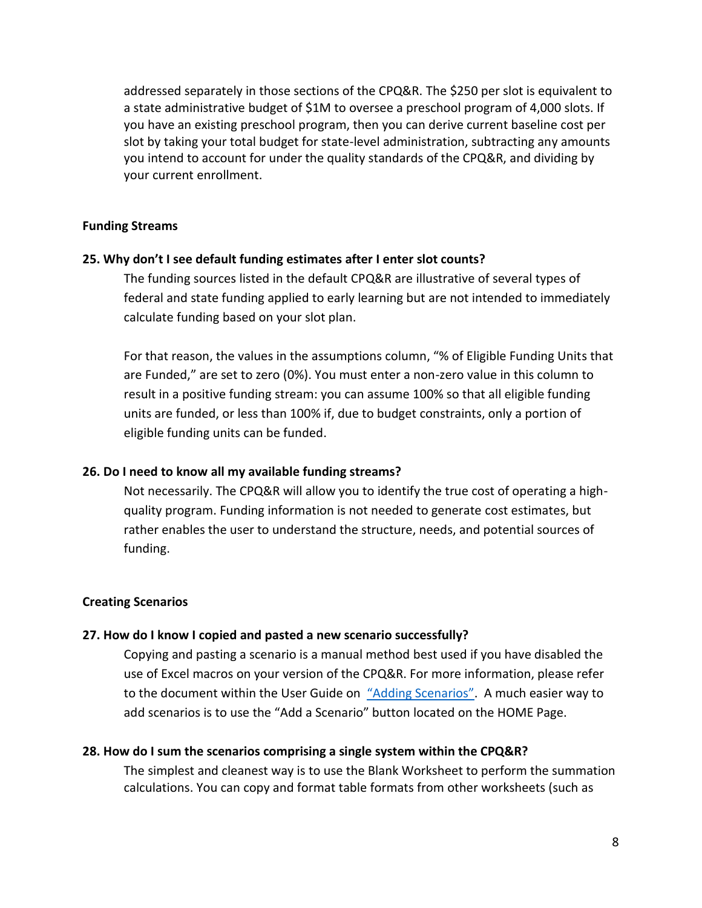addressed separately in those sections of the CPQ&R. The $250 per slot is equivalent to a state administrative budget of $1M to oversee a preschool program of 4,000 slots. If you have an existing preschool program, then you can derive current baseline cost per slot by taking your total budget for state-level administration, subtracting any amounts you intend to account for under the quality standards of the CPQ&R, and dividing by your current enrollment.

## Funding Streams

### 25. Why don't I see default funding estimates after I enter slot counts?

The funding sources listed in the default CPQ&R are illustrative of several types of federal and state funding applied to early learning but are not intended to immediately calculate funding based on your slot plan.

For that reason, the values in the assumptions column, "% of Eligible Funding Units that are Funded," are set to zero (0%). You must enter a non-zero value in this column to result in a positive funding stream: you can assume 100% so that all eligible funding units are funded, or less than 100% if, due to budget constraints, only a portion of eligible funding units can be funded.

### 26. Do I need to know all my available funding streams?

Not necessarily. The CPQ&R will allow you to identify the true cost of operating a high-quality program. Funding information is not needed to generate cost estimates, but rather enables the user to understand the structure, needs, and potential sources of funding.

## Creating Scenarios

### 27. How do I know I copied and pasted a new scenario successfully?

Copying and pasting a scenario is a manual method best used if you have disabled the use of Excel macros on your version of the CPQ&R. For more information, please refer to the document within the User Guide on "Adding Scenarios". A much easier way to add scenarios is to use the "Add a Scenario" button located on the HOME Page.

### 28. How do I sum the scenarios comprising a single system within the CPQ&R?

The simplest and cleanest way is to use the Blank Worksheet to perform the summation calculations. You can copy and format table formats from other worksheets (such as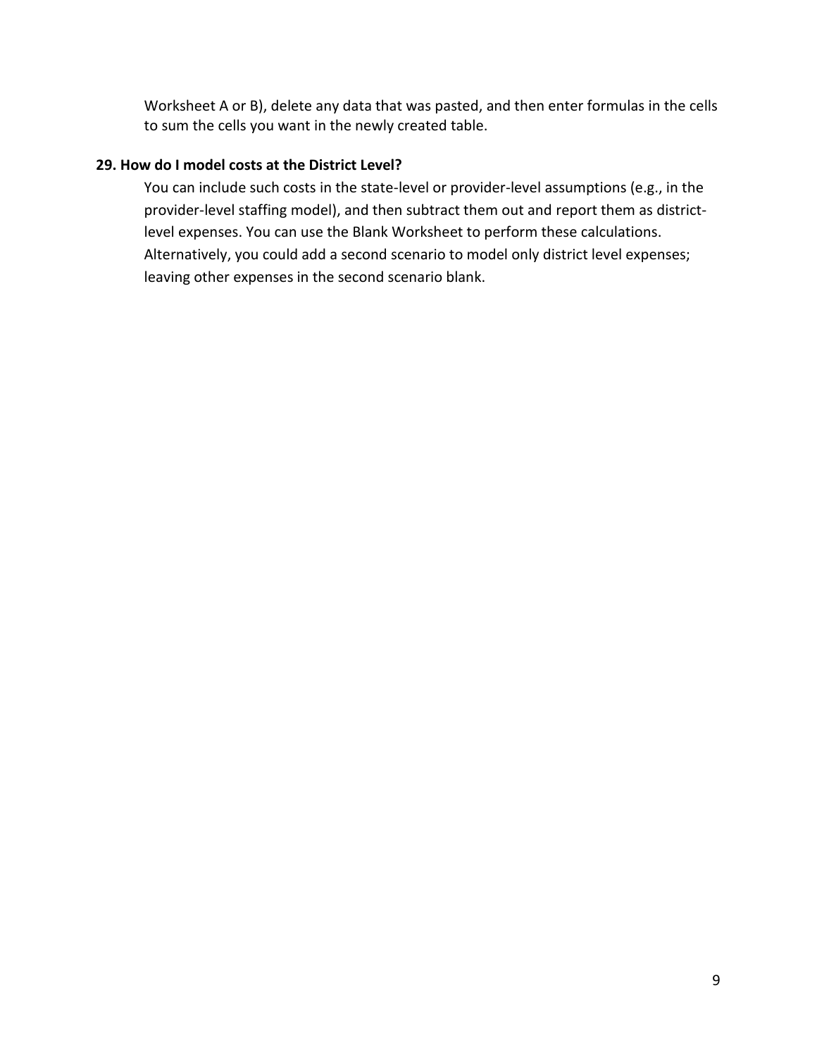Worksheet A or B), delete any data that was pasted, and then enter formulas in the cells to sum the cells you want in the newly created table.

**29. How do I model costs at the District Level?**

You can include such costs in the state-level or provider-level assumptions (e.g., in the provider-level staffing model), and then subtract them out and report them as district-level expenses. You can use the Blank Worksheet to perform these calculations. Alternatively, you could add a second scenario to model only district level expenses; leaving other expenses in the second scenario blank.